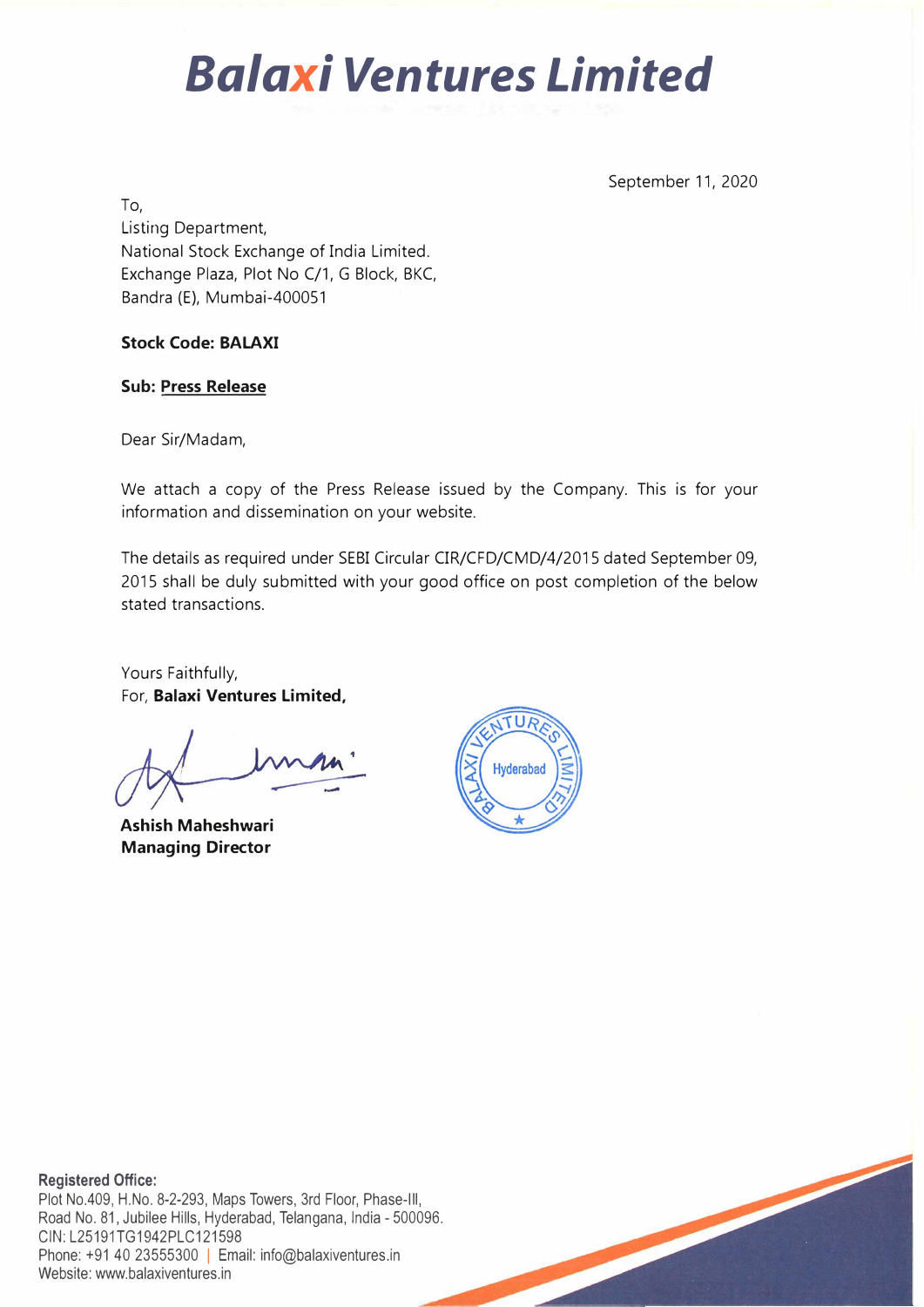# Balaxi Ventures Limited

September 11, 2020

To,
Listing Department,
National Stock Exchange of India Limited.
Exchange Plaza, Plot No C/1, G Block, BKC,
Bandra (E), Mumbai-400051

**Stock Code: BALAXI**

**Sub: Press Release**

Dear Sir/Madam,

We attach a copy of the Press Release issued by the Company. This is for your information and dissemination on your website.

The details as required under SEBI Circular CIR/CFD/CMD/4/2015 dated September 09, 2015 shall be duly submitted with your good office on post completion of the below stated transactions.

Yours Faithfully,
For, **Balaxi Ventures Limited,**

**Ashish Maheshwari**
**Managing Director**

**Registered Office:**
Plot No.409, H.No. 8-2-293, Maps Towers, 3rd Floor, Phase-III,
Road No. 81, Jubilee Hills, Hyderabad, Telangana, India - 500096.
CIN: L25191TG1942PLC121598
Phone: +91 40 23555300 | Email: info@balaxiventures.in
Website: www.balaxiventures.in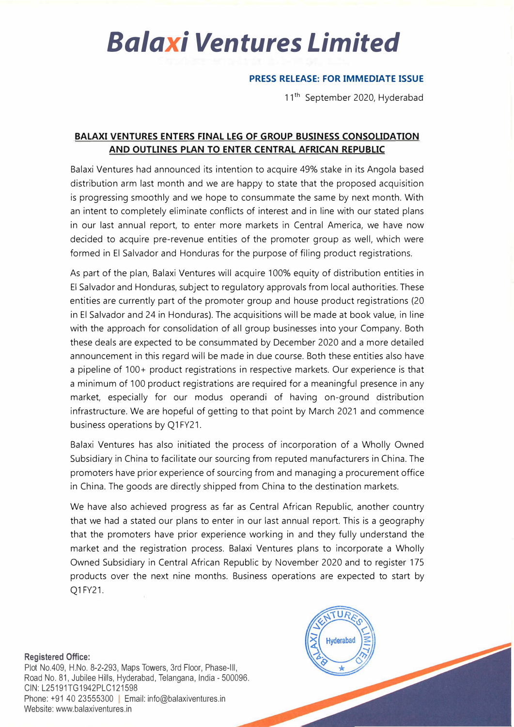# Balaxi Ventures Limited

**PRESS RELEASE: FOR IMMEDIATE ISSUE**

11th September 2020, Hyderabad

## BALAXI VENTURES ENTERS FINAL LEG OF GROUP BUSINESS CONSOLIDATION AND OUTLINES PLAN TO ENTER CENTRAL AFRICAN REPUBLIC

Balaxi Ventures had announced its intention to acquire 49% stake in its Angola based distribution arm last month and we are happy to state that the proposed acquisition is progressing smoothly and we hope to consummate the same by next month. With an intent to completely eliminate conflicts of interest and in line with our stated plans in our last annual report, to enter more markets in Central America, we have now decided to acquire pre-revenue entities of the promoter group as well, which were formed in El Salvador and Honduras for the purpose of filing product registrations.

As part of the plan, Balaxi Ventures will acquire 100% equity of distribution entities in El Salvador and Honduras, subject to regulatory approvals from local authorities. These entities are currently part of the promoter group and house product registrations (20 in El Salvador and 24 in Honduras). The acquisitions will be made at book value, in line with the approach for consolidation of all group businesses into your Company. Both these deals are expected to be consummated by December 2020 and a more detailed announcement in this regard will be made in due course. Both these entities also have a pipeline of 100+ product registrations in respective markets. Our experience is that a minimum of 100 product registrations are required for a meaningful presence in any market, especially for our modus operandi of having on-ground distribution infrastructure. We are hopeful of getting to that point by March 2021 and commence business operations by Q1FY21.

Balaxi Ventures has also initiated the process of incorporation of a Wholly Owned Subsidiary in China to facilitate our sourcing from reputed manufacturers in China. The promoters have prior experience of sourcing from and managing a procurement office in China. The goods are directly shipped from China to the destination markets.

We have also achieved progress as far as Central African Republic, another country that we had a stated our plans to enter in our last annual report. This is a geography that the promoters have prior experience working in and they fully understand the market and the registration process. Balaxi Ventures plans to incorporate a Wholly Owned Subsidiary in Central African Republic by November 2020 and to register 175 products over the next nine months. Business operations are expected to start by Q1FY21.

**Registered Office:**
Plot No.409, H.No. 8-2-293, Maps Towers, 3rd Floor, Phase-III,
Road No. 81, Jubilee Hills, Hyderabad, Telangana, India - 500096.
CIN: L25191TG1942PLC121598
Phone: +91 40 23555300 | Email: info@balaxiventures.in
Website: www.balaxiventures.in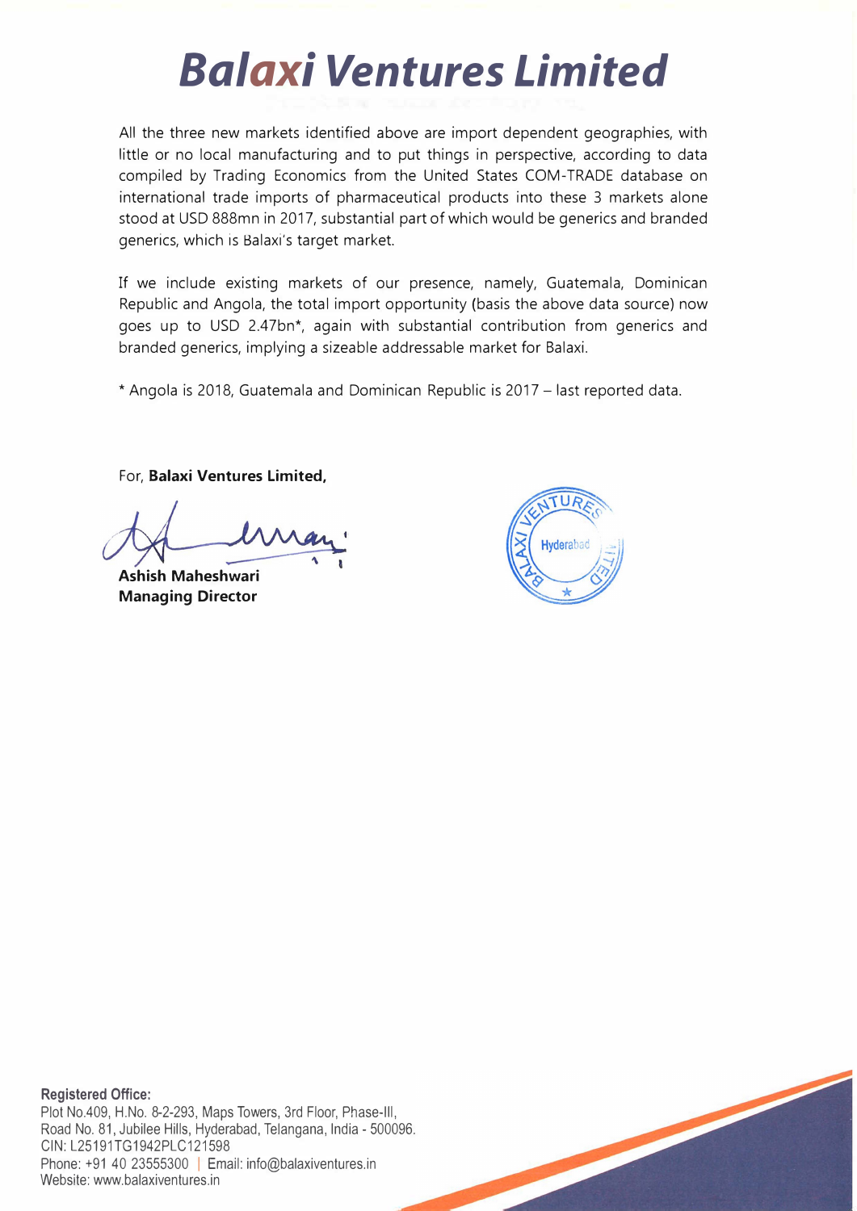# Balaxi Ventures Limited

All the three new markets identified above are import dependent geographies, with little or no local manufacturing and to put things in perspective, according to data compiled by Trading Economics from the United States COM-TRADE database on international trade imports of pharmaceutical products into these 3 markets alone stood at USD 888mn in 2017, substantial part of which would be generics and branded generics, which is Balaxi's target market.

If we include existing markets of our presence, namely, Guatemala, Dominican Republic and Angola, the total import opportunity (basis the above data source) now goes up to USD 2.47bn*, again with substantial contribution from generics and branded generics, implying a sizeable addressable market for Balaxi.

* Angola is 2018, Guatemala and Dominican Republic is 2017 – last reported data.

For, **Balaxi Ventures Limited,**

**Ashish Maheshwari**
**Managing Director**

**Registered Office:**
Plot No.409, H.No. 8-2-293, Maps Towers, 3rd Floor, Phase-III,
Road No. 81, Jubilee Hills, Hyderabad, Telangana, India - 500096.
CIN: L25191TG1942PLC121598
Phone: +91 40 23555300 | Email: info@balaxiventures.in
Website: www.balaxiventures.in